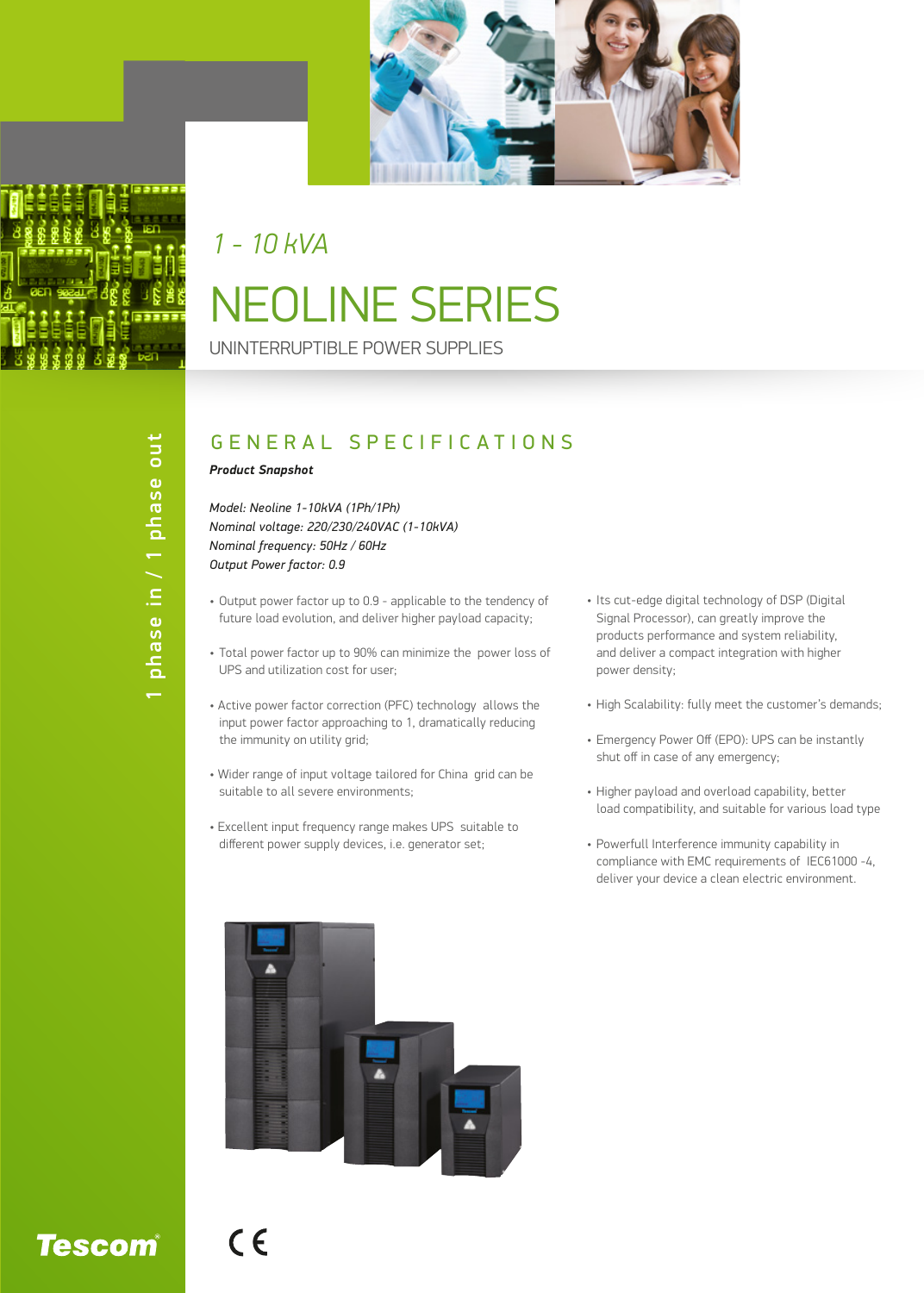*1 - 10 kVA*

# NEOLINE SERIES

UNINTERRUPTIBLE POWER SUPPLIES

1 phase in / 1 phase out

## GENERAL SPECIFICATIONS

***Product Snapshot***

*Model: Neoline 1-10kVA (1Ph/1Ph)*
*Nominal voltage: 220/230/240VAC (1-10kVA)*
*Nominal frequency: 50Hz / 60Hz*
*Output Power factor: 0.9*

- Output power factor up to 0.9 - applicable to the tendency of future load evolution, and deliver higher payload capacity;
- Total power factor up to 90% can minimize the power loss of UPS and utilization cost for user;
- Active power factor correction (PFC) technology allows the input power factor approaching to 1, dramatically reducing the immunity on utility grid;
- Wider range of input voltage tailored for China grid can be suitable to all severe environments;
- Excellent input frequency range makes UPS suitable to different power supply devices, i.e. generator set;
- Its cut-edge digital technology of DSP (Digital Signal Processor), can greatly improve the products performance and system reliability, and deliver a compact integration with higher power density;
- High Scalability: fully meet the customer's demands;
- Emergency Power Off (EPO): UPS can be instantly shut off in case of any emergency;
- Higher payload and overload capability, better load compatibility, and suitable for various load type
- Powerfull Interference immunity capability in compliance with EMC requirements of IEC61000 -4, deliver your device a clean electric environment.

Tescom®

CE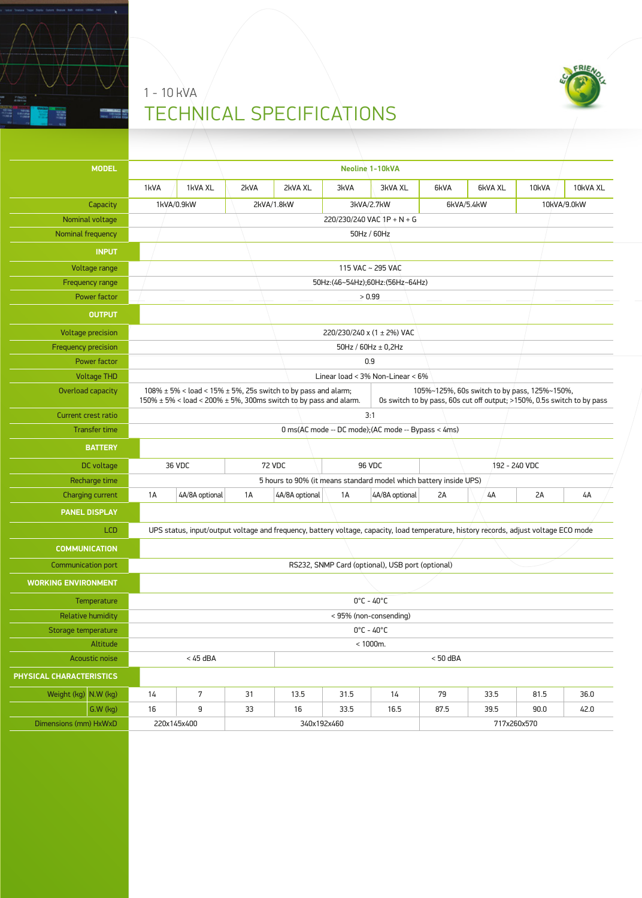1 - 10 kVA

# TECHNICAL SPECIFICATIONS

| MODEL | Neoline 1-10kVA | | | | | | | | | |
|---|---|---|---|---|---|---|---|---|---|---|
| | 1kVA | 1kVA XL | 2kVA | 2kVA XL | 3kVA | 3kVA XL | 6kVA | 6kVA XL | 10kVA | 10kVA XL |
| Capacity | 1kVA/0.9kW | | 2kVA/1.8kW | | 3kVA/2.7kW | | 6kVA/5.4kW | | 10kVA/9.0kW | |
| Nominal voltage | 220/230/240 VAC 1P + N + G | | | | | | | | | |
| Nominal frequency | 50Hz / 60Hz | | | | | | | | | |
| **INPUT** | | | | | | | | | | |
| Voltage range | 115 VAC ~ 295 VAC | | | | | | | | | |
| Frequency range | 50Hz:(46~54Hz);60Hz:(56Hz~64Hz) | | | | | | | | | |
| Power factor | > 0.99 | | | | | | | | | |
| **OUTPUT** | | | | | | | | | | |
| Voltage precision | 220/230/240 x (1 ± 2%) VAC | | | | | | | | | |
| Frequency precision | 50Hz / 60Hz ± 0,2Hz | | | | | | | | | |
| Power factor | 0.9 | | | | | | | | | |
| Voltage THD | Linear load < 3% Non-Linear < 6% | | | | | | | | | |
| Overload capacity | 108% ± 5% < load < 15% ± 5%, 25s switch to by pass and alarm; 150% ± 5% < load < 200% ± 5%, 300ms switch to by pass and alarm. | | | | | 105%~125%, 60s switch to by pass, 125%~150%, 0s switch to by pass, 60s cut off output; >150%, 0.5s switch to by pass | | | | |
| Current crest ratio | 3:1 | | | | | | | | | |
| Transfer time | 0 ms(AC mode -- DC mode);(AC mode -- Bypass < 4ms) | | | | | | | | | |
| **BATTERY** | | | | | | | | | | |
| DC voltage | 36 VDC | | 72 VDC | | 96 VDC | | 192 - 240 VDC | | | |
| Recharge time | 5 hours to 90% (it means standard model which battery inside UPS) | | | | | | | | | |
| Charging current | 1A | 4A/8A optional | 1A | 4A/8A optional | 1A | 4A/8A optional | 2A | 4A | 2A | 4A |
| **PANEL DISPLAY** | | | | | | | | | | |
| LCD | UPS status, input/output voltage and frequency, battery voltage, capacity, load temperature, history records, adjust voltage ECO mode | | | | | | | | | |
| **COMMUNICATION** | | | | | | | | | | |
| Communication port | RS232, SNMP Card (optional), USB port (optional) | | | | | | | | | |
| **WORKING ENVIRONMENT** | | | | | | | | | | |
| Temperature | 0°C - 40°C | | | | | | | | | |
| Relative humidity | < 95% (non-consending) | | | | | | | | | |
| Storage temperature | 0°C - 40°C | | | | | | | | | |
| Altitude | < 1000m. | | | | | | | | | |
| Acoustic noise | < 45 dBA | | | < 50 dBA | | | | | | |
| **PHYSICAL CHARACTERISTICS** | | | | | | | | | | |
| Weight (kg) N.W (kg) | 14 | 7 | 31 | 13.5 | 31.5 | 14 | 79 | 33.5 | 81.5 | 36.0 |
| Weight (kg) G.W (kg) | 16 | 9 | 33 | 16 | 33.5 | 16.5 | 87.5 | 39.5 | 90.0 | 42.0 |
| Dimensions (mm) HxWxD | 220x145x400 | | 340x192x460 | | | | 717x260x570 | | | |